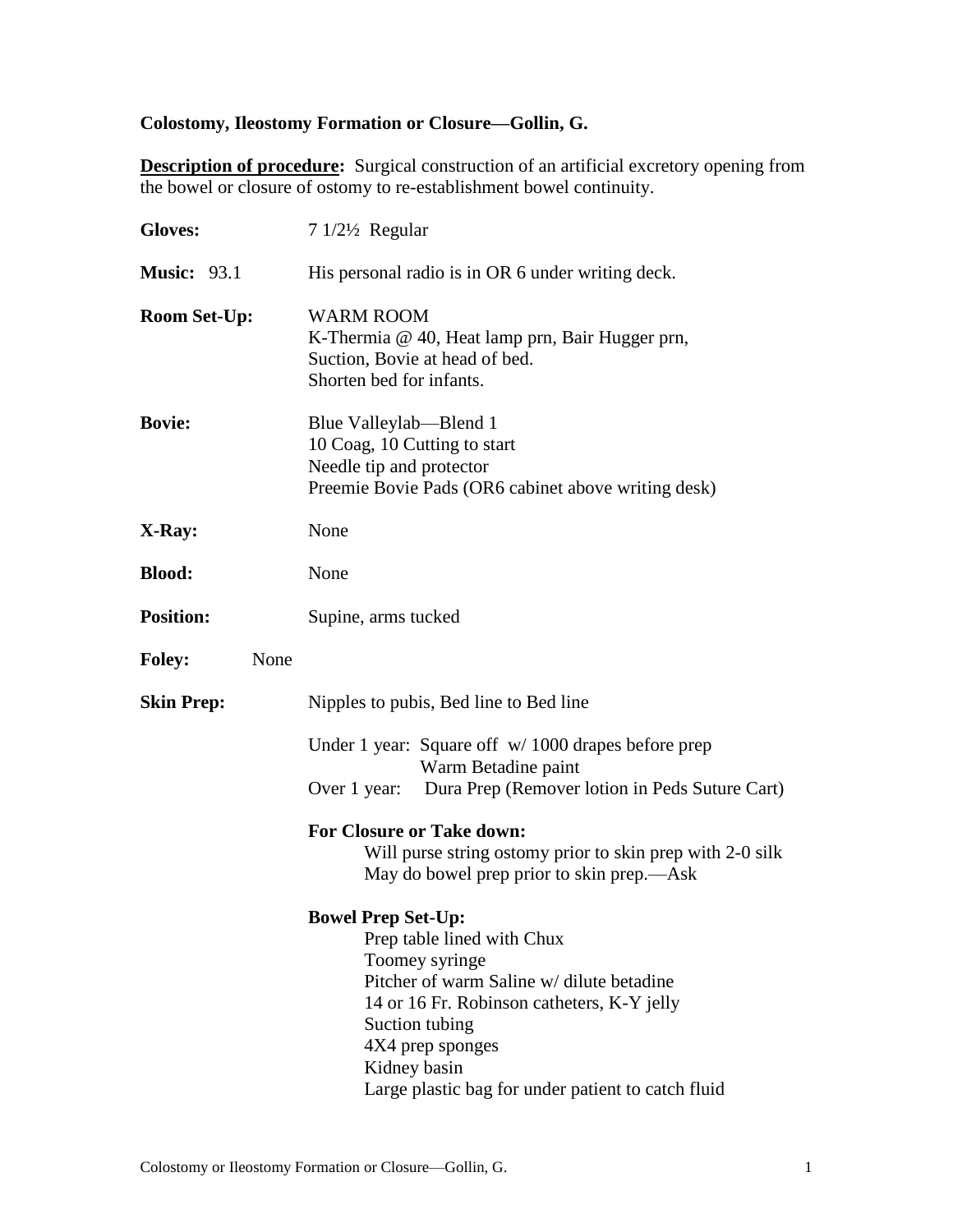# Colostomy, Ileostomy Formation or Closure—Gollin, G.

**Description of procedure:** Surgical construction of an artificial excretory opening from the bowel or closure of ostomy to re-establishment bowel continuity.

**Gloves:** 7 1/2½ Regular

**Music:** 93.1 His personal radio is in OR 6 under writing deck.

**Room Set-Up:** WARM ROOM
K-Thermia @ 40, Heat lamp prn, Bair Hugger prn,
Suction, Bovie at head of bed.
Shorten bed for infants.

**Bovie:** Blue Valleylab—Blend 1
10 Coag, 10 Cutting to start
Needle tip and protector
Preemie Bovie Pads (OR6 cabinet above writing desk)

**X-Ray:** None

**Blood:** None

**Position:** Supine, arms tucked

**Foley:** None

**Skin Prep:** Nipples to pubis, Bed line to Bed line

Under 1 year: Square off w/ 1000 drapes before prep
Warm Betadine paint
Over 1 year: Dura Prep (Remover lotion in Peds Suture Cart)

**For Closure or Take down:**
Will purse string ostomy prior to skin prep with 2-0 silk
May do bowel prep prior to skin prep.—Ask

**Bowel Prep Set-Up:**
- Prep table lined with Chux
- Toomey syringe
- Pitcher of warm Saline w/ dilute betadine
- 14 or 16 Fr. Robinson catheters, K-Y jelly
- Suction tubing
- 4X4 prep sponges
- Kidney basin
- Large plastic bag for under patient to catch fluid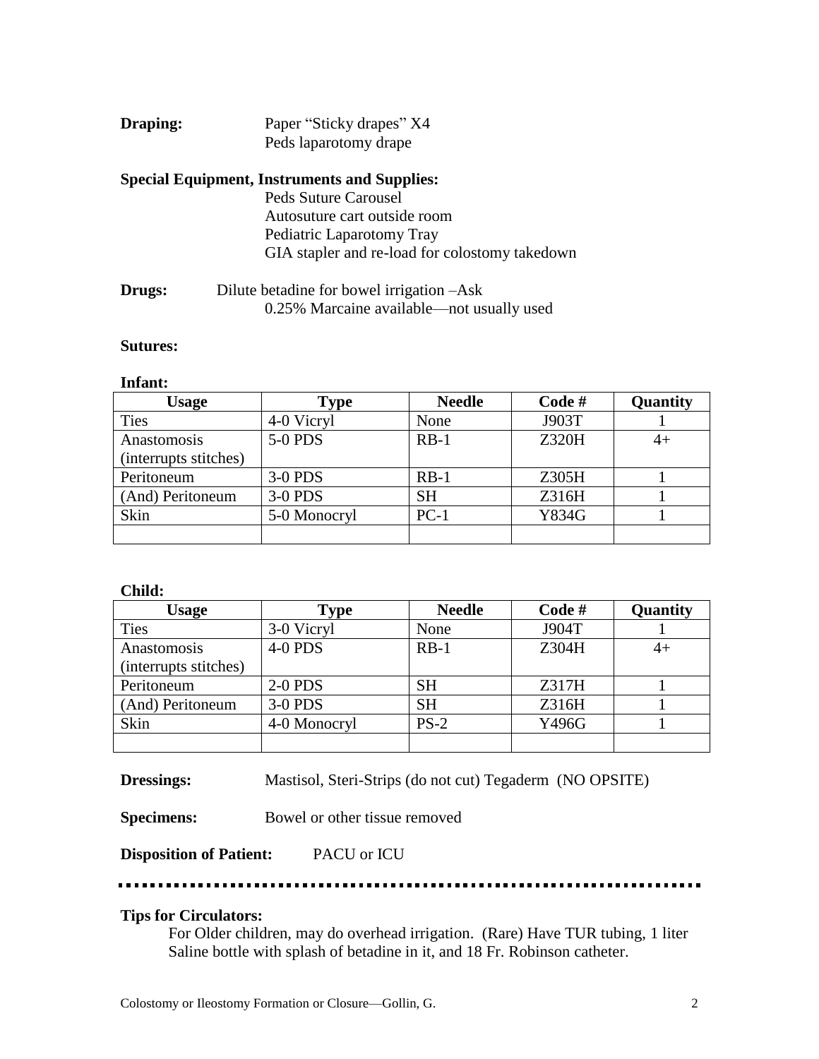**Draping:** Paper "Sticky drapes" X4
Peds laparotomy drape

**Special Equipment, Instruments and Supplies:**
Peds Suture Carousel
Autosuture cart outside room
Pediatric Laparotomy Tray
GIA stapler and re-load for colostomy takedown

**Drugs:** Dilute betadine for bowel irrigation –Ask
0.25% Marcaine available—not usually used

**Sutures:**

**Infant:**

| Usage | Type | Needle | Code # | Quantity |
|---|---|---|---|---|
| Ties | 4-0 Vicryl | None | J903T | 1 |
| Anastomosis (interrupts stitches) | 5-0 PDS | RB-1 | Z320H | 4+ |
| Peritoneum | 3-0 PDS | RB-1 | Z305H | 1 |
| (And) Peritoneum | 3-0 PDS | SH | Z316H | 1 |
| Skin | 5-0 Monocryl | PC-1 | Y834G | 1 |
| | | | | |

**Child:**

| Usage | Type | Needle | Code # | Quantity |
|---|---|---|---|---|
| Ties | 3-0 Vicryl | None | J904T | 1 |
| Anastomosis (interrupts stitches) | 4-0 PDS | RB-1 | Z304H | 4+ |
| Peritoneum | 2-0 PDS | SH | Z317H | 1 |
| (And) Peritoneum | 3-0 PDS | SH | Z316H | 1 |
| Skin | 4-0 Monocryl | PS-2 | Y496G | 1 |
| | | | | |

**Dressings:** Mastisol, Steri-Strips (do not cut) Tegaderm (NO OPSITE)

**Specimens:** Bowel or other tissue removed

**Disposition of Patient:** PACU or ICU

---

**Tips for Circulators:**

For Older children, may do overhead irrigation. (Rare) Have TUR tubing, 1 liter Saline bottle with splash of betadine in it, and 18 Fr. Robinson catheter.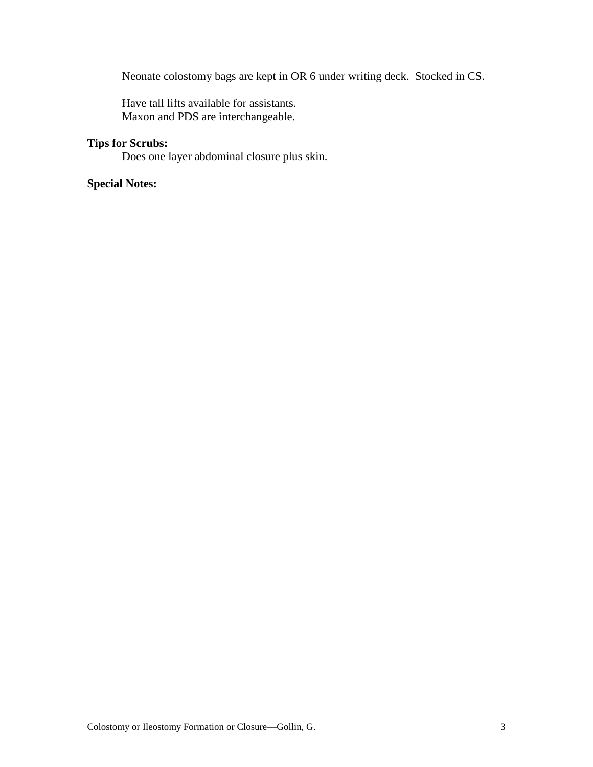Neonate colostomy bags are kept in OR 6 under writing deck. Stocked in CS.

Have tall lifts available for assistants.
Maxon and PDS are interchangeable.

**Tips for Scrubs:**

Does one layer abdominal closure plus skin.

**Special Notes:**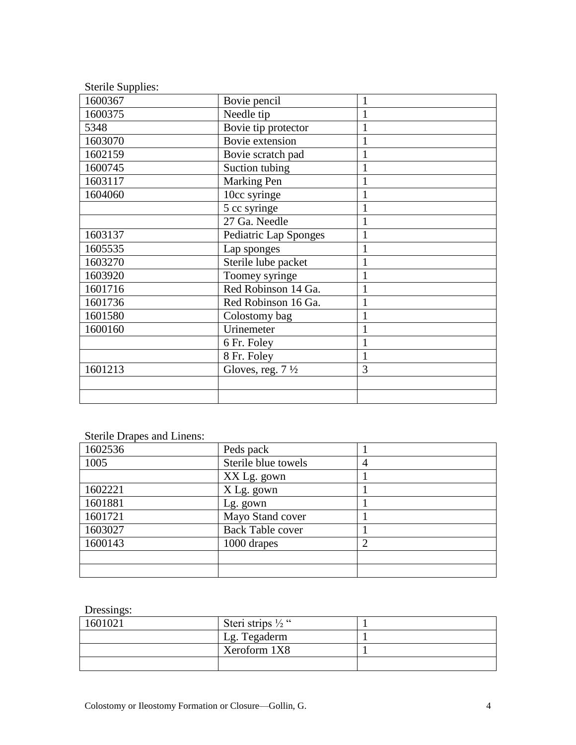Sterile Supplies:

| | | |
|---|---|---|
| 1600367 | Bovie pencil | 1 |
| 1600375 | Needle tip | 1 |
| 5348 | Bovie tip protector | 1 |
| 1603070 | Bovie extension | 1 |
| 1602159 | Bovie scratch pad | 1 |
| 1600745 | Suction tubing | 1 |
| 1603117 | Marking Pen | 1 |
| 1604060 | 10cc syringe | 1 |
| | 5 cc syringe | 1 |
| | 27 Ga. Needle | 1 |
| 1603137 | Pediatric Lap Sponges | 1 |
| 1605535 | Lap sponges | 1 |
| 1603270 | Sterile lube packet | 1 |
| 1603920 | Toomey syringe | 1 |
| 1601716 | Red Robinson 14 Ga. | 1 |
| 1601736 | Red Robinson 16 Ga. | 1 |
| 1601580 | Colostomy bag | 1 |
| 1600160 | Urinemeter | 1 |
| | 6 Fr. Foley | 1 |
| | 8 Fr. Foley | 1 |
| 1601213 | Gloves, reg. 7 ½ | 3 |
| | | |
| | | |

Sterile Drapes and Linens:

| | | |
|---|---|---|
| 1602536 | Peds pack | 1 |
| 1005 | Sterile blue towels | 4 |
| | XX Lg. gown | 1 |
| 1602221 | X Lg. gown | 1 |
| 1601881 | Lg. gown | 1 |
| 1601721 | Mayo Stand cover | 1 |
| 1603027 | Back Table cover | 1 |
| 1600143 | 1000 drapes | 2 |
| | | |
| | | |

Dressings:

| | | |
|---|---|---|
| 1601021 | Steri strips ½ " | 1 |
| | Lg. Tegaderm | 1 |
| | Xeroform 1X8 | 1 |
| | | |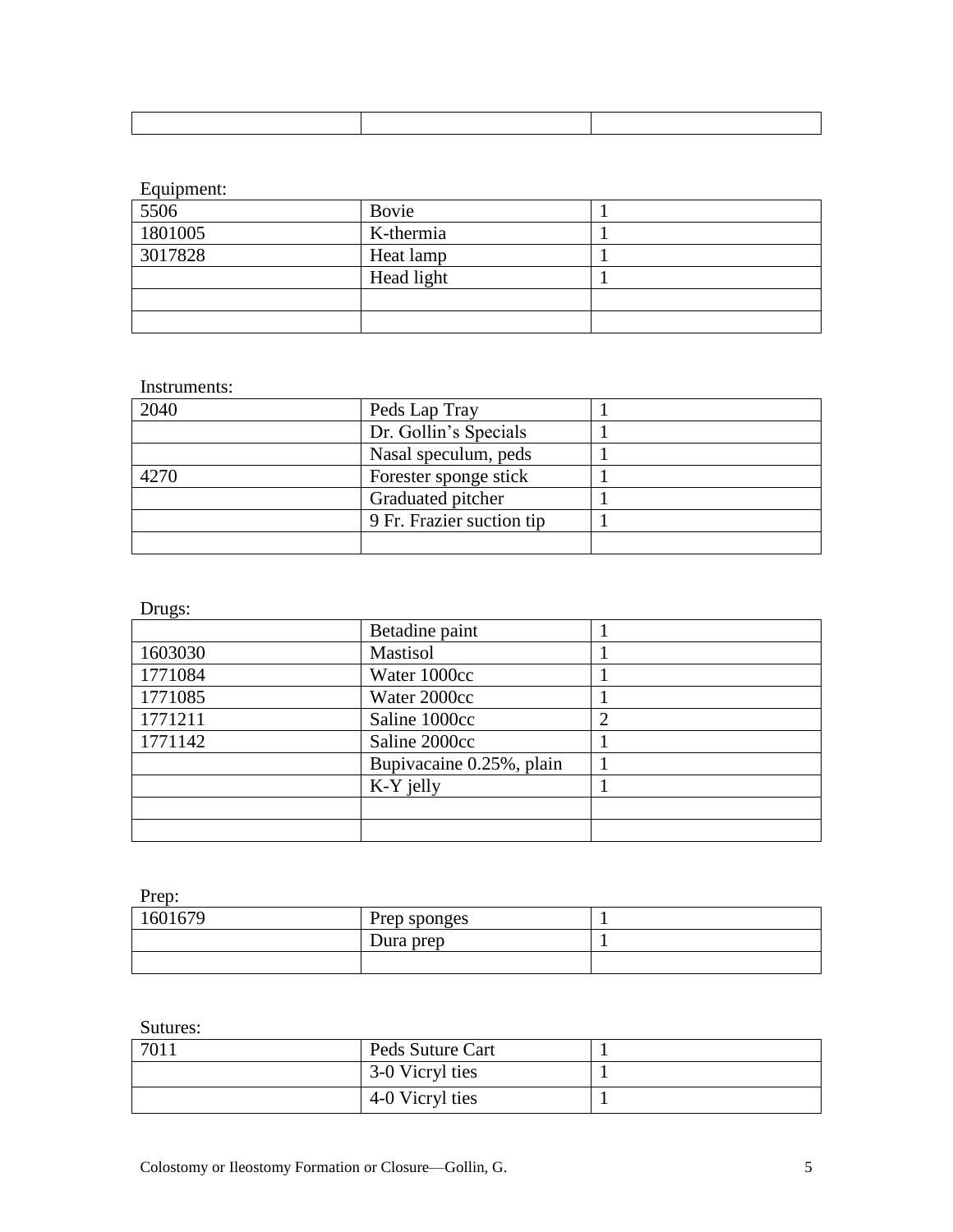| | | |
|---|---|---|
| | | |

Equipment:

| | | |
|---|---|---|
| 5506 | Bovie | 1 |
| 1801005 | K-thermia | 1 |
| 3017828 | Heat lamp | 1 |
| | Head light | 1 |
| | | |
| | | |

Instruments:

| | | |
|---|---|---|
| 2040 | Peds Lap Tray | 1 |
| | Dr. Gollin's Specials | 1 |
| | Nasal speculum, peds | 1 |
| 4270 | Forester sponge stick | 1 |
| | Graduated pitcher | 1 |
| | 9 Fr. Frazier suction tip | 1 |
| | | |

Drugs:

| | | |
|---|---|---|
| | Betadine paint | 1 |
| 1603030 | Mastisol | 1 |
| 1771084 | Water 1000cc | 1 |
| 1771085 | Water 2000cc | 1 |
| 1771211 | Saline 1000cc | 2 |
| 1771142 | Saline 2000cc | 1 |
| | Bupivacaine 0.25%, plain | 1 |
| | K-Y jelly | 1 |
| | | |
| | | |

Prep:

| | | |
|---|---|---|
| 1601679 | Prep sponges | 1 |
| | Dura prep | 1 |
| | | |

Sutures:

| | | |
|---|---|---|
| 7011 | Peds Suture Cart | 1 |
| | 3-0 Vicryl ties | 1 |
| | 4-0 Vicryl ties | 1 |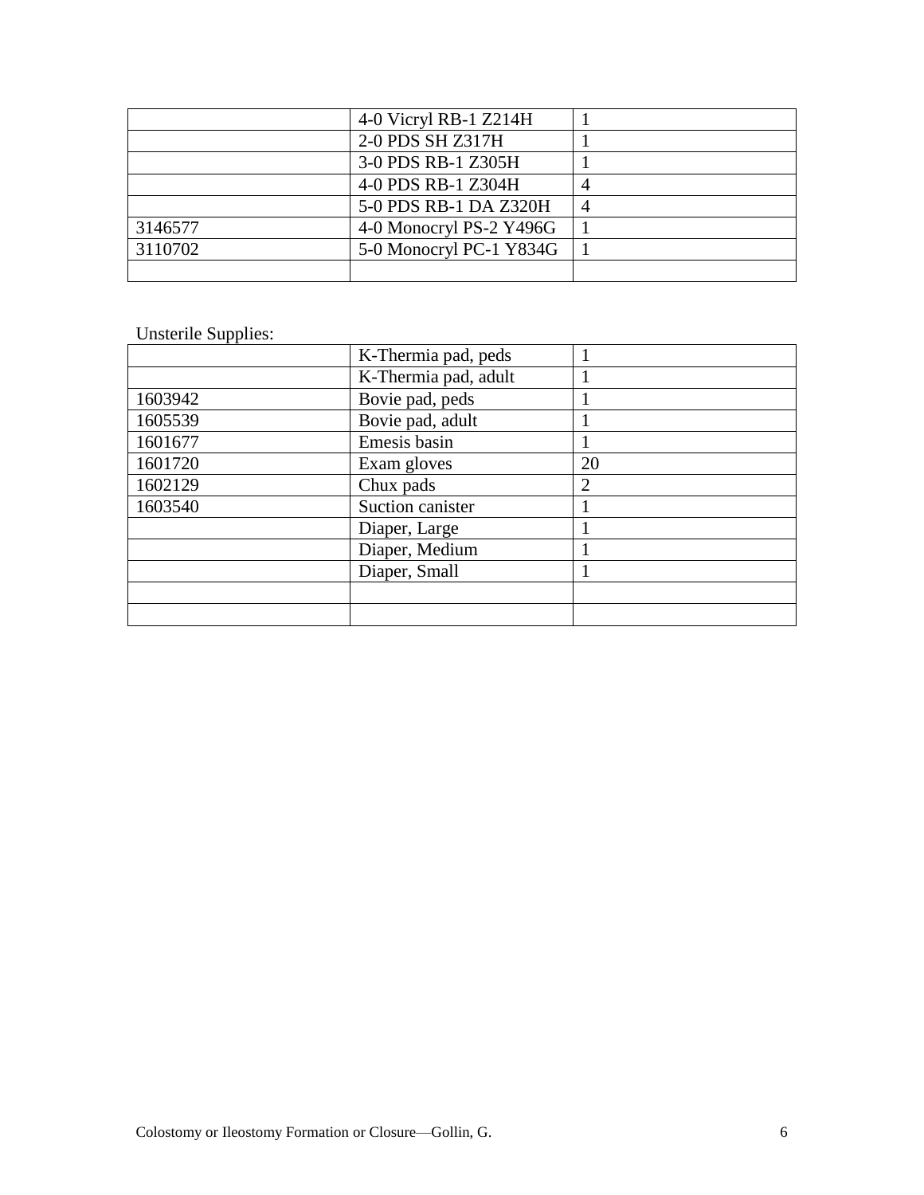| | | |
|---|---|---|
| | 4-0 Vicryl RB-1 Z214H | 1 |
| | 2-0 PDS SH Z317H | 1 |
| | 3-0 PDS RB-1 Z305H | 1 |
| | 4-0 PDS RB-1 Z304H | 4 |
| | 5-0 PDS RB-1 DA Z320H | 4 |
| 3146577 | 4-0 Monocryl PS-2 Y496G | 1 |
| 3110702 | 5-0 Monocryl PC-1 Y834G | 1 |
| | | |

Unsterile Supplies:

| | | |
|---|---|---|
| | K-Thermia pad, peds | 1 |
| | K-Thermia pad, adult | 1 |
| 1603942 | Bovie pad, peds | 1 |
| 1605539 | Bovie pad, adult | 1 |
| 1601677 | Emesis basin | 1 |
| 1601720 | Exam gloves | 20 |
| 1602129 | Chux pads | 2 |
| 1603540 | Suction canister | 1 |
| | Diaper, Large | 1 |
| | Diaper, Medium | 1 |
| | Diaper, Small | 1 |
| | | |
| | | |